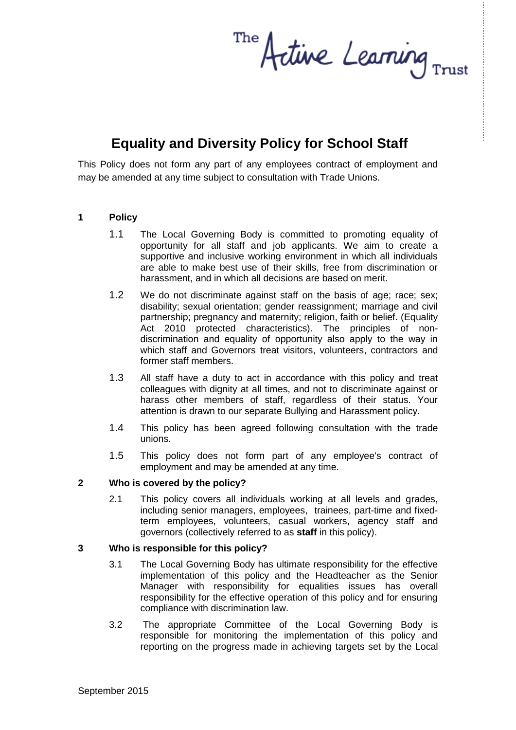The Active Learning Trust

# Equality and Diversity Policy for School Staff

This Policy does not form any part of any employees contract of employment and may be amended at any time subject to consultation with Trade Unions.

## 1 Policy

1.1 The Local Governing Body is committed to promoting equality of opportunity for all staff and job applicants. We aim to create a supportive and inclusive working environment in which all individuals are able to make best use of their skills, free from discrimination or harassment, and in which all decisions are based on merit.

1.2 We do not discriminate against staff on the basis of age; race; sex; disability; sexual orientation; gender reassignment; marriage and civil partnership; pregnancy and maternity; religion, faith or belief. (Equality Act 2010 protected characteristics). The principles of non-discrimination and equality of opportunity also apply to the way in which staff and Governors treat visitors, volunteers, contractors and former staff members.

1.3 All staff have a duty to act in accordance with this policy and treat colleagues with dignity at all times, and not to discriminate against or harass other members of staff, regardless of their status. Your attention is drawn to our separate Bullying and Harassment policy.

1.4 This policy has been agreed following consultation with the trade unions.

1.5 This policy does not form part of any employee's contract of employment and may be amended at any time.

## 2 Who is covered by the policy?

2.1 This policy covers all individuals working at all levels and grades, including senior managers, employees, trainees, part-time and fixed-term employees, volunteers, casual workers, agency staff and governors (collectively referred to as **staff** in this policy).

## 3 Who is responsible for this policy?

3.1 The Local Governing Body has ultimate responsibility for the effective implementation of this policy and the Headteacher as the Senior Manager with responsibility for equalities issues has overall responsibility for the effective operation of this policy and for ensuring compliance with discrimination law.

3.2 The appropriate Committee of the Local Governing Body is responsible for monitoring the implementation of this policy and reporting on the progress made in achieving targets set by the Local

September 2015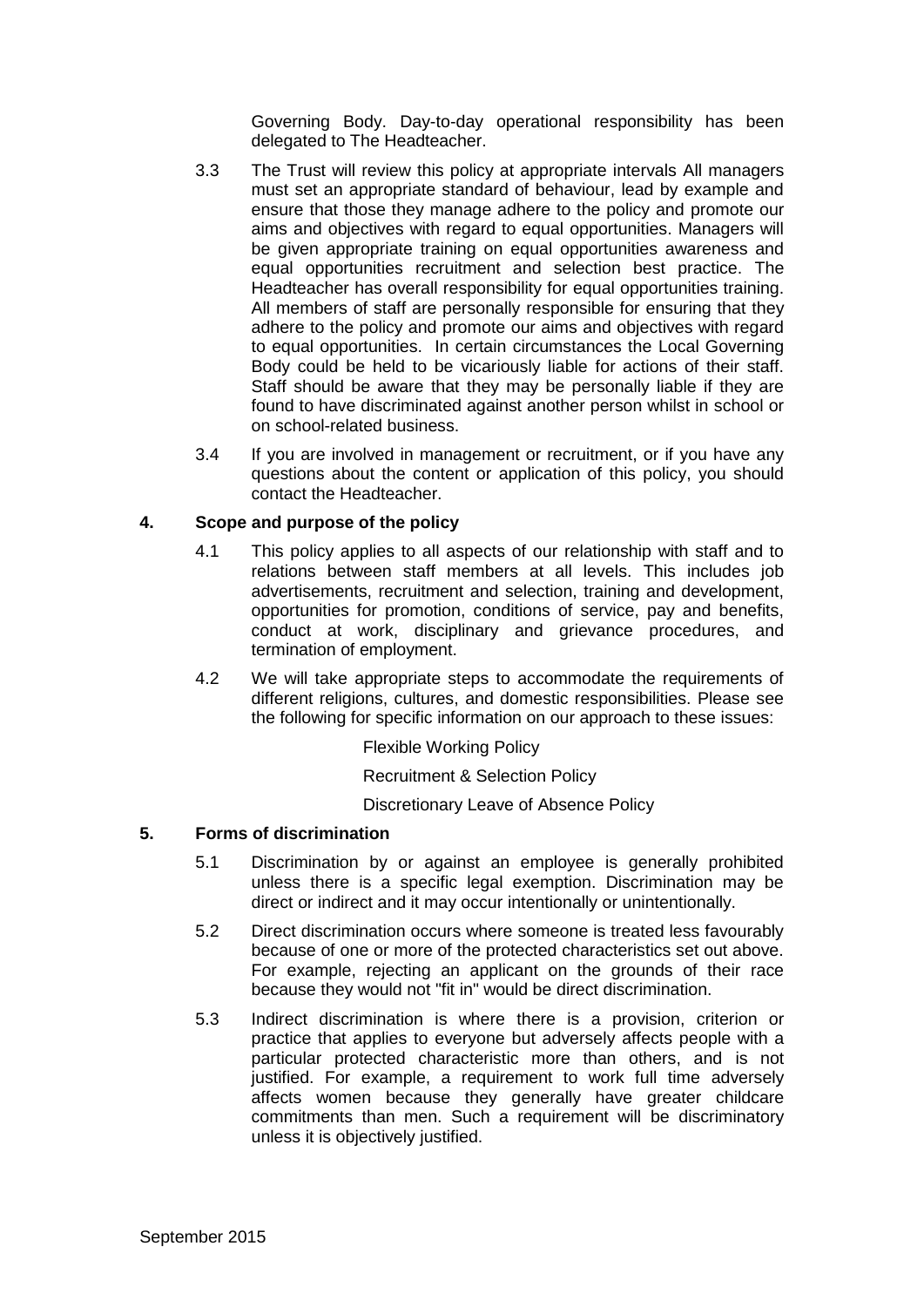Governing Body. Day-to-day operational responsibility has been delegated to The Headteacher.

3.3 The Trust will review this policy at appropriate intervals All managers must set an appropriate standard of behaviour, lead by example and ensure that those they manage adhere to the policy and promote our aims and objectives with regard to equal opportunities. Managers will be given appropriate training on equal opportunities awareness and equal opportunities recruitment and selection best practice. The Headteacher has overall responsibility for equal opportunities training. All members of staff are personally responsible for ensuring that they adhere to the policy and promote our aims and objectives with regard to equal opportunities. In certain circumstances the Local Governing Body could be held to be vicariously liable for actions of their staff. Staff should be aware that they may be personally liable if they are found to have discriminated against another person whilst in school or on school-related business.

3.4 If you are involved in management or recruitment, or if you have any questions about the content or application of this policy, you should contact the Headteacher.

## 4. Scope and purpose of the policy

4.1 This policy applies to all aspects of our relationship with staff and to relations between staff members at all levels. This includes job advertisements, recruitment and selection, training and development, opportunities for promotion, conditions of service, pay and benefits, conduct at work, disciplinary and grievance procedures, and termination of employment.

4.2 We will take appropriate steps to accommodate the requirements of different religions, cultures, and domestic responsibilities. Please see the following for specific information on our approach to these issues:

Flexible Working Policy

Recruitment & Selection Policy

Discretionary Leave of Absence Policy

## 5. Forms of discrimination

5.1 Discrimination by or against an employee is generally prohibited unless there is a specific legal exemption. Discrimination may be direct or indirect and it may occur intentionally or unintentionally.

5.2 Direct discrimination occurs where someone is treated less favourably because of one or more of the protected characteristics set out above. For example, rejecting an applicant on the grounds of their race because they would not "fit in" would be direct discrimination.

5.3 Indirect discrimination is where there is a provision, criterion or practice that applies to everyone but adversely affects people with a particular protected characteristic more than others, and is not justified. For example, a requirement to work full time adversely affects women because they generally have greater childcare commitments than men. Such a requirement will be discriminatory unless it is objectively justified.

September 2015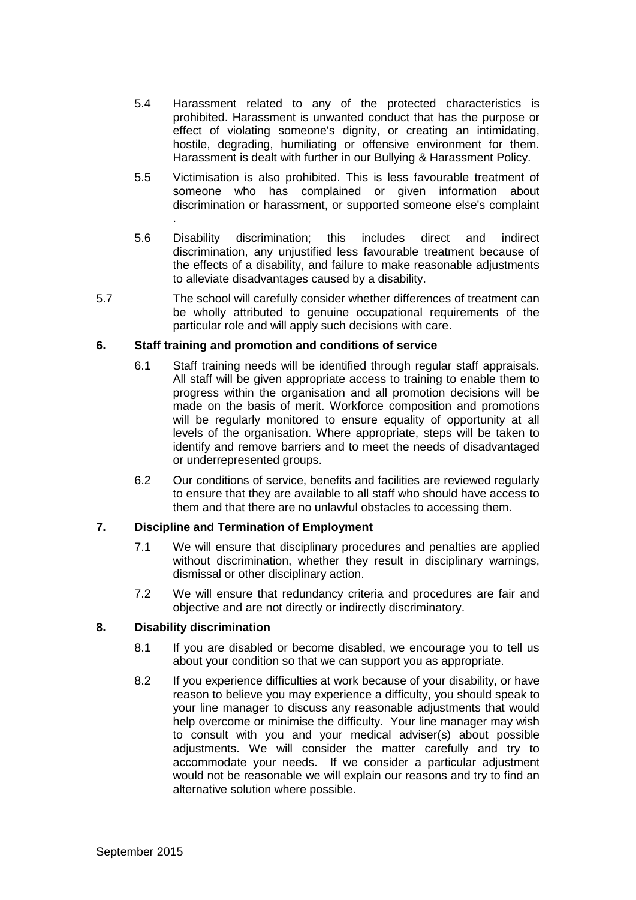5.4 Harassment related to any of the protected characteristics is prohibited. Harassment is unwanted conduct that has the purpose or effect of violating someone's dignity, or creating an intimidating, hostile, degrading, humiliating or offensive environment for them. Harassment is dealt with further in our Bullying & Harassment Policy.

5.5 Victimisation is also prohibited. This is less favourable treatment of someone who has complained or given information about discrimination or harassment, or supported someone else's complaint .

5.6 Disability discrimination; this includes direct and indirect discrimination, any unjustified less favourable treatment because of the effects of a disability, and failure to make reasonable adjustments to alleviate disadvantages caused by a disability.

5.7 The school will carefully consider whether differences of treatment can be wholly attributed to genuine occupational requirements of the particular role and will apply such decisions with care.

## 6. Staff training and promotion and conditions of service

6.1 Staff training needs will be identified through regular staff appraisals. All staff will be given appropriate access to training to enable them to progress within the organisation and all promotion decisions will be made on the basis of merit. Workforce composition and promotions will be regularly monitored to ensure equality of opportunity at all levels of the organisation. Where appropriate, steps will be taken to identify and remove barriers and to meet the needs of disadvantaged or underrepresented groups.

6.2 Our conditions of service, benefits and facilities are reviewed regularly to ensure that they are available to all staff who should have access to them and that there are no unlawful obstacles to accessing them.

## 7. Discipline and Termination of Employment

7.1 We will ensure that disciplinary procedures and penalties are applied without discrimination, whether they result in disciplinary warnings, dismissal or other disciplinary action.

7.2 We will ensure that redundancy criteria and procedures are fair and objective and are not directly or indirectly discriminatory.

## 8. Disability discrimination

8.1 If you are disabled or become disabled, we encourage you to tell us about your condition so that we can support you as appropriate.

8.2 If you experience difficulties at work because of your disability, or have reason to believe you may experience a difficulty, you should speak to your line manager to discuss any reasonable adjustments that would help overcome or minimise the difficulty. Your line manager may wish to consult with you and your medical adviser(s) about possible adjustments. We will consider the matter carefully and try to accommodate your needs. If we consider a particular adjustment would not be reasonable we will explain our reasons and try to find an alternative solution where possible.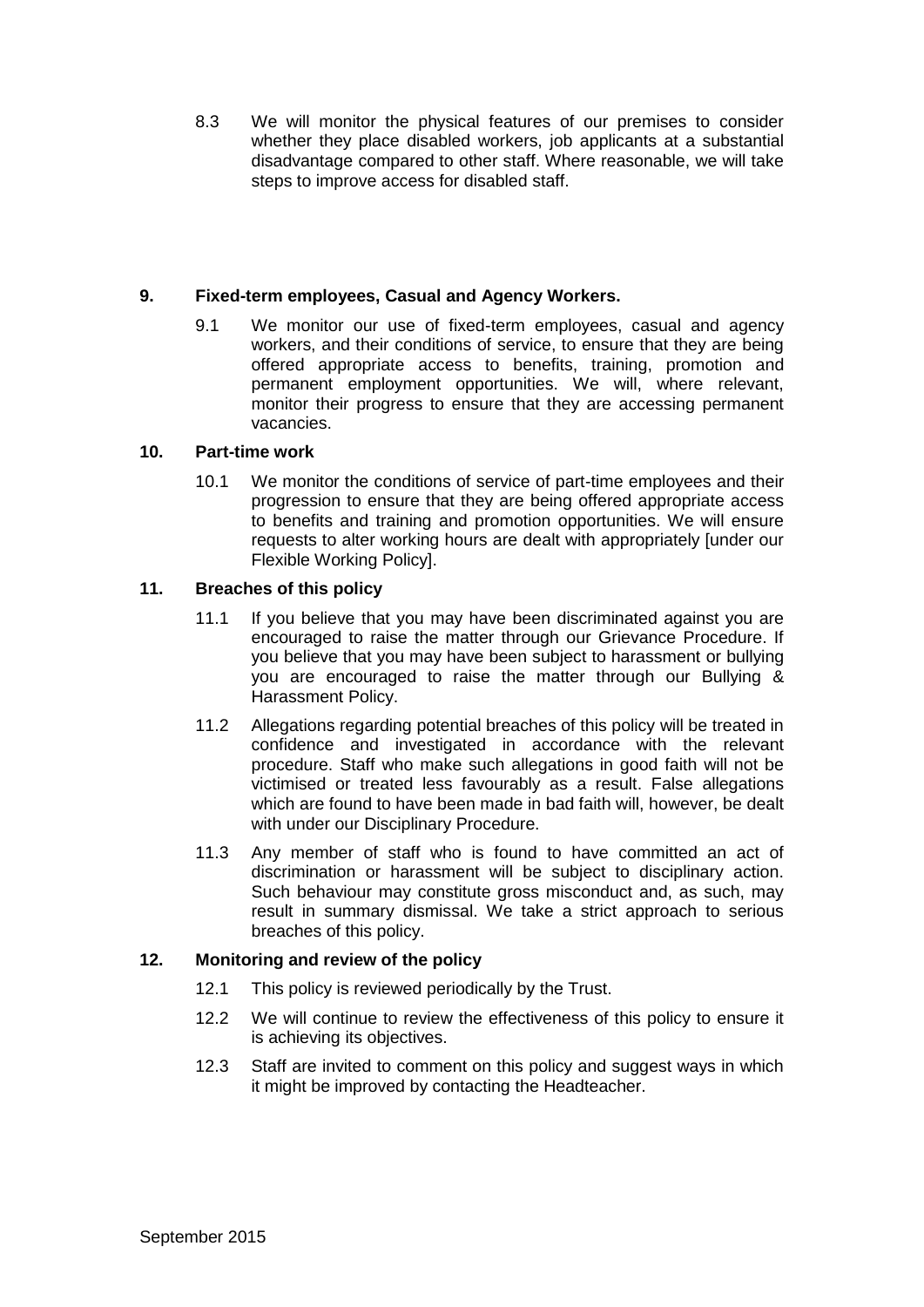8.3 We will monitor the physical features of our premises to consider whether they place disabled workers, job applicants at a substantial disadvantage compared to other staff. Where reasonable, we will take steps to improve access for disabled staff.

## 9. Fixed-term employees, Casual and Agency Workers.

9.1 We monitor our use of fixed-term employees, casual and agency workers, and their conditions of service, to ensure that they are being offered appropriate access to benefits, training, promotion and permanent employment opportunities. We will, where relevant, monitor their progress to ensure that they are accessing permanent vacancies.

## 10. Part-time work

10.1 We monitor the conditions of service of part-time employees and their progression to ensure that they are being offered appropriate access to benefits and training and promotion opportunities. We will ensure requests to alter working hours are dealt with appropriately [under our Flexible Working Policy].

## 11. Breaches of this policy

11.1 If you believe that you may have been discriminated against you are encouraged to raise the matter through our Grievance Procedure. If you believe that you may have been subject to harassment or bullying you are encouraged to raise the matter through our Bullying & Harassment Policy.

11.2 Allegations regarding potential breaches of this policy will be treated in confidence and investigated in accordance with the relevant procedure. Staff who make such allegations in good faith will not be victimised or treated less favourably as a result. False allegations which are found to have been made in bad faith will, however, be dealt with under our Disciplinary Procedure.

11.3 Any member of staff who is found to have committed an act of discrimination or harassment will be subject to disciplinary action. Such behaviour may constitute gross misconduct and, as such, may result in summary dismissal. We take a strict approach to serious breaches of this policy.

## 12. Monitoring and review of the policy

12.1 This policy is reviewed periodically by the Trust.

12.2 We will continue to review the effectiveness of this policy to ensure it is achieving its objectives.

12.3 Staff are invited to comment on this policy and suggest ways in which it might be improved by contacting the Headteacher.

September 2015